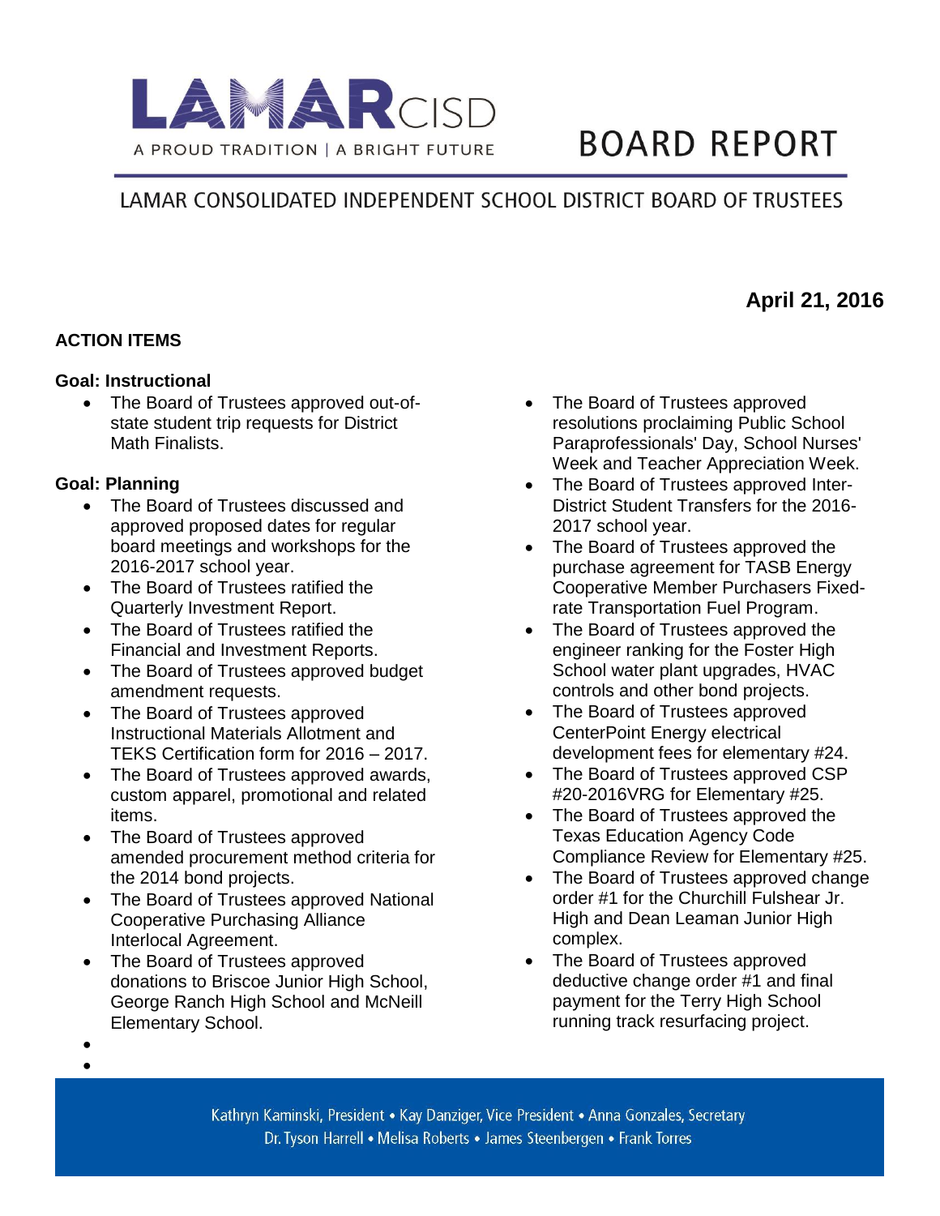# LAMAR CISD

A PROUD TRADITION | A BRIGHT FUTURE

# BOARD REPORT

## LAMAR CONSOLIDATED INDEPENDENT SCHOOL DISTRICT BOARD OF TRUSTEES

**April 21, 2016**

### ACTION ITEMS

**Goal: Instructional**

- The Board of Trustees approved out-of-state student trip requests for District Math Finalists.

**Goal: Planning**

- The Board of Trustees discussed and approved proposed dates for regular board meetings and workshops for the 2016-2017 school year.
- The Board of Trustees ratified the Quarterly Investment Report.
- The Board of Trustees ratified the Financial and Investment Reports.
- The Board of Trustees approved budget amendment requests.
- The Board of Trustees approved Instructional Materials Allotment and TEKS Certification form for 2016 – 2017.
- The Board of Trustees approved awards, custom apparel, promotional and related items.
- The Board of Trustees approved amended procurement method criteria for the 2014 bond projects.
- The Board of Trustees approved National Cooperative Purchasing Alliance Interlocal Agreement.
- The Board of Trustees approved donations to Briscoe Junior High School, George Ranch High School and McNeill Elementary School.
- The Board of Trustees approved resolutions proclaiming Public School Paraprofessionals' Day, School Nurses' Week and Teacher Appreciation Week.
- The Board of Trustees approved Inter-District Student Transfers for the 2016-2017 school year.
- The Board of Trustees approved the purchase agreement for TASB Energy Cooperative Member Purchasers Fixed-rate Transportation Fuel Program.
- The Board of Trustees approved the engineer ranking for the Foster High School water plant upgrades, HVAC controls and other bond projects.
- The Board of Trustees approved CenterPoint Energy electrical development fees for elementary #24.
- The Board of Trustees approved CSP #20-2016VRG for Elementary #25.
- The Board of Trustees approved the Texas Education Agency Code Compliance Review for Elementary #25.
- The Board of Trustees approved change order #1 for the Churchill Fulshear Jr. High and Dean Leaman Junior High complex.
- The Board of Trustees approved deductive change order #1 and final payment for the Terry High School running track resurfacing project.

Kathryn Kaminski, President • Kay Danziger, Vice President • Anna Gonzales, Secretary
Dr. Tyson Harrell • Melisa Roberts • James Steenbergen • Frank Torres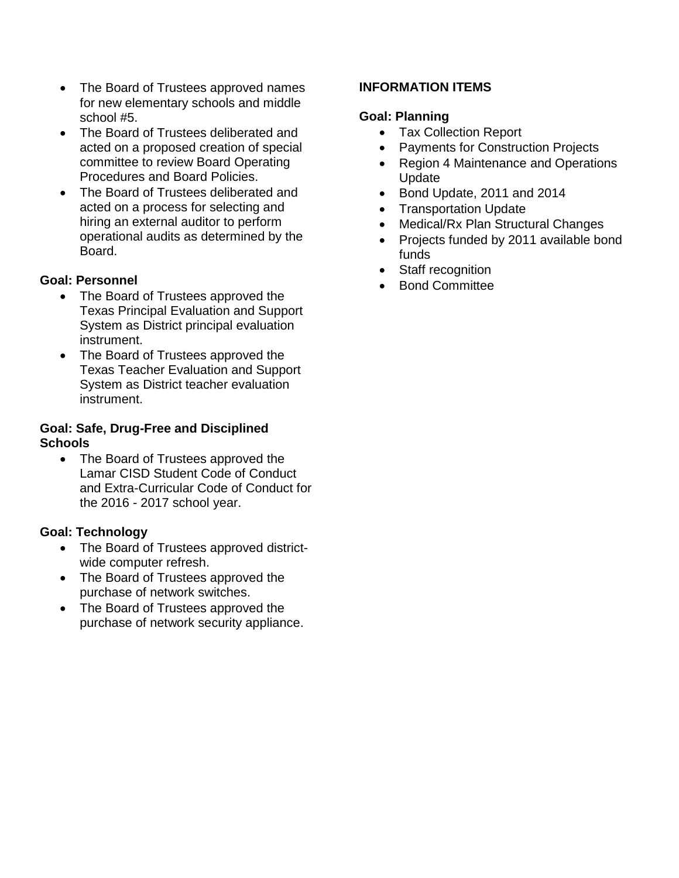- The Board of Trustees approved names for new elementary schools and middle school #5.
- The Board of Trustees deliberated and acted on a proposed creation of special committee to review Board Operating Procedures and Board Policies.
- The Board of Trustees deliberated and acted on a process for selecting and hiring an external auditor to perform operational audits as determined by the Board.

**Goal: Personnel**

- The Board of Trustees approved the Texas Principal Evaluation and Support System as District principal evaluation instrument.
- The Board of Trustees approved the Texas Teacher Evaluation and Support System as District teacher evaluation instrument.

**Goal: Safe, Drug-Free and Disciplined Schools**

- The Board of Trustees approved the Lamar CISD Student Code of Conduct and Extra-Curricular Code of Conduct for the 2016 - 2017 school year.

**Goal: Technology**

- The Board of Trustees approved district-wide computer refresh.
- The Board of Trustees approved the purchase of network switches.
- The Board of Trustees approved the purchase of network security appliance.

**INFORMATION ITEMS**

**Goal: Planning**

- Tax Collection Report
- Payments for Construction Projects
- Region 4 Maintenance and Operations Update
- Bond Update, 2011 and 2014
- Transportation Update
- Medical/Rx Plan Structural Changes
- Projects funded by 2011 available bond funds
- Staff recognition
- Bond Committee